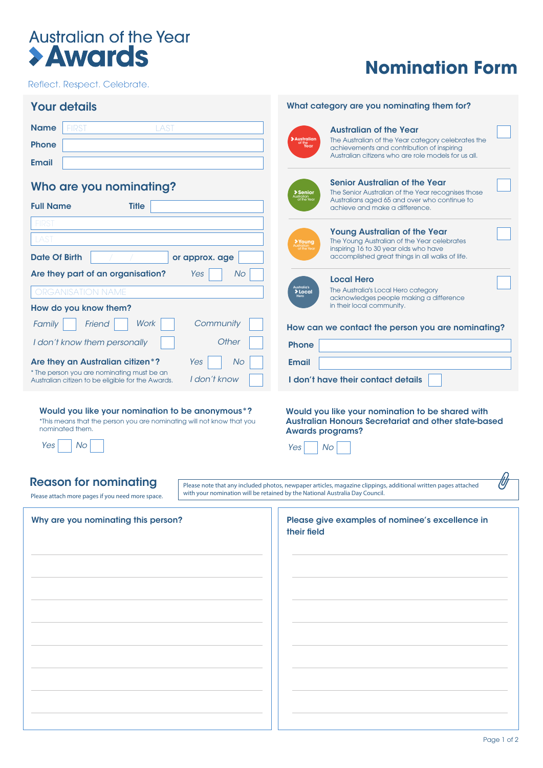# Australian of the Year Awards

Reflect. Respect. Celebrate.

# Nomination Form

## Your details

**Name** FIRST LAST

**Phone**

**Email**

## Who are you nominating?

**Full Name** **Title**

FIRST

LAST

**Date Of Birth** / / **or approx. age**

**Are they part of an organisation?** *Yes* ☐ *No* ☐

ORGANISATION NAME

**How do you know them?**

*Family* ☐ *Friend* ☐ *Work* ☐ *Community* ☐

*I don't know them personally* ☐ *Other* ☐

**Are they an Australian citizen*?** *Yes* ☐ *No* ☐ *I don't know* ☐

* The person you are nominating must be an Australian citizen to be eligible for the Awards.

## What category are you nominating them for?

**Australian of the Year** ☐
The Australian of the Year category celebrates the achievements and contribution of inspiring Australian citizens who are role models for us all.

**Senior Australian of the Year** ☐
The Senior Australian of the Year recognises those Australians aged 65 and over who continue to achieve and make a difference.

**Young Australian of the Year** ☐
The Young Australian of the Year celebrates inspiring 16 to 30 year olds who have accomplished great things in all walks of life.

**Local Hero** ☐
The Australia's Local Hero category acknowledges people making a difference in their local community.

**How can we contact the person you are nominating?**

**Phone**

**Email**

**I don't have their contact details** ☐

**Would you like your nomination to be anonymous*?**

*This means that the person you are nominating will not know that you nominated them.

*Yes* ☐ *No* ☐

**Would you like your nomination to be shared with Australian Honours Secretariat and other state-based Awards programs?**

*Yes* ☐ *No* ☐

## Reason for nominating

Please attach more pages if you need more space.

Please note that any included photos, newpaper articles, magazine clippings, additional written pages attached with your nomination will be retained by the National Australia Day Council.

**Why are you nominating this person?**

**Please give examples of nominee's excellence in their field**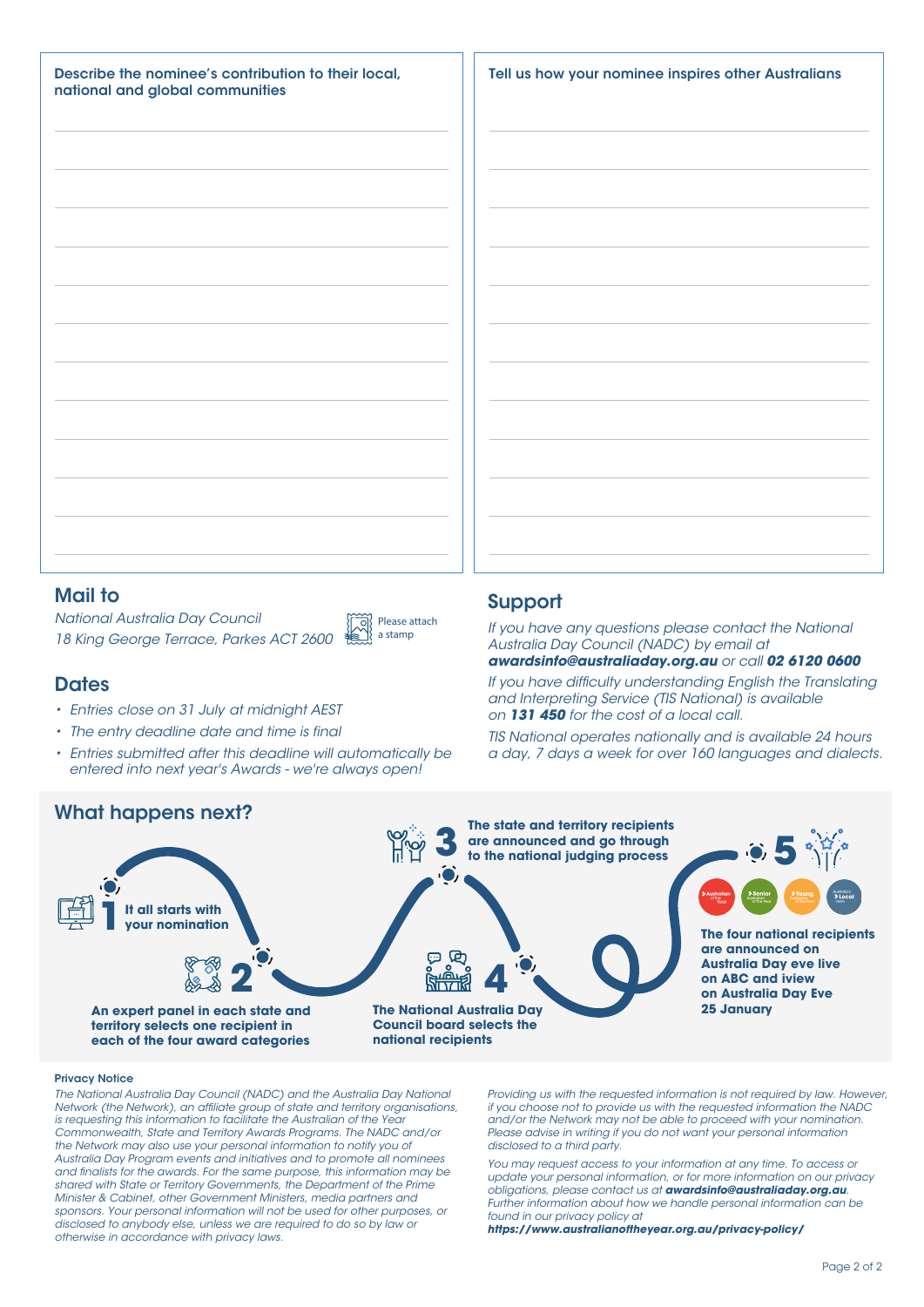**Describe the nominee's contribution to their local, national and global communities**

**Tell us how your nominee inspires other Australians**

## Mail to

*National Australia Day Council*
*18 King George Terrace, Parkes ACT 2600*

Please attach a stamp

## Dates

- *Entries close on 31 July at midnight AEST*
- *The entry deadline date and time is final*
- *Entries submitted after this deadline will automatically be entered into next year's Awards - we're always open!*

## Support

*If you have any questions please contact the National Australia Day Council (NADC) by email at* ***awardsinfo@australiaday.org.au*** *or call* ***02 6120 0600***

*If you have difficulty understanding English the Translating and Interpreting Service (TIS National) is available on* ***131 450*** *for the cost of a local call.*

*TIS National operates nationally and is available 24 hours a day, 7 days a week for over 160 languages and dialects.*

## What happens next?

**1** **It all starts with your nomination**

**2** **An expert panel in each state and territory selects one recipient in each of the four award categories**

**3** **The state and territory recipients are announced and go through to the national judging process**

**4** **The National Australia Day Council board selects the national recipients**

**5** **The four national recipients are announced on Australia Day eve live on ABC and iview on Australia Day Eve 25 January**

Australian of the Year · Senior Australian of the Year · Young Australian of the Year · Australia's Local Hero

### Privacy Notice

*The National Australia Day Council (NADC) and the Australia Day National Network (the Network), an affiliate group of state and territory organisations, is requesting this information to facilitate the Australian of the Year Commonwealth, State and Territory Awards Programs. The NADC and/or the Network may also use your personal information to notify you of Australia Day Program events and initiatives and to promote all nominees and finalists for the awards. For the same purpose, this information may be shared with State or Territory Governments, the Department of the Prime Minister & Cabinet, other Government Ministers, media partners and sponsors. Your personal information will not be used for other purposes, or disclosed to anybody else, unless we are required to do so by law or otherwise in accordance with privacy laws.*

*Providing us with the requested information is not required by law. However, if you choose not to provide us with the requested information the NADC and/or the Network may not be able to proceed with your nomination. Please advise in writing if you do not want your personal information disclosed to a third party.*

*You may request access to your information at any time. To access or update your personal information, or for more information on our privacy obligations, please contact us at* ***awardsinfo@australiaday.org.au****. Further information about how we handle personal information can be found in our privacy policy at* ***https://www.australianoftheyear.org.au/privacy-policy/***